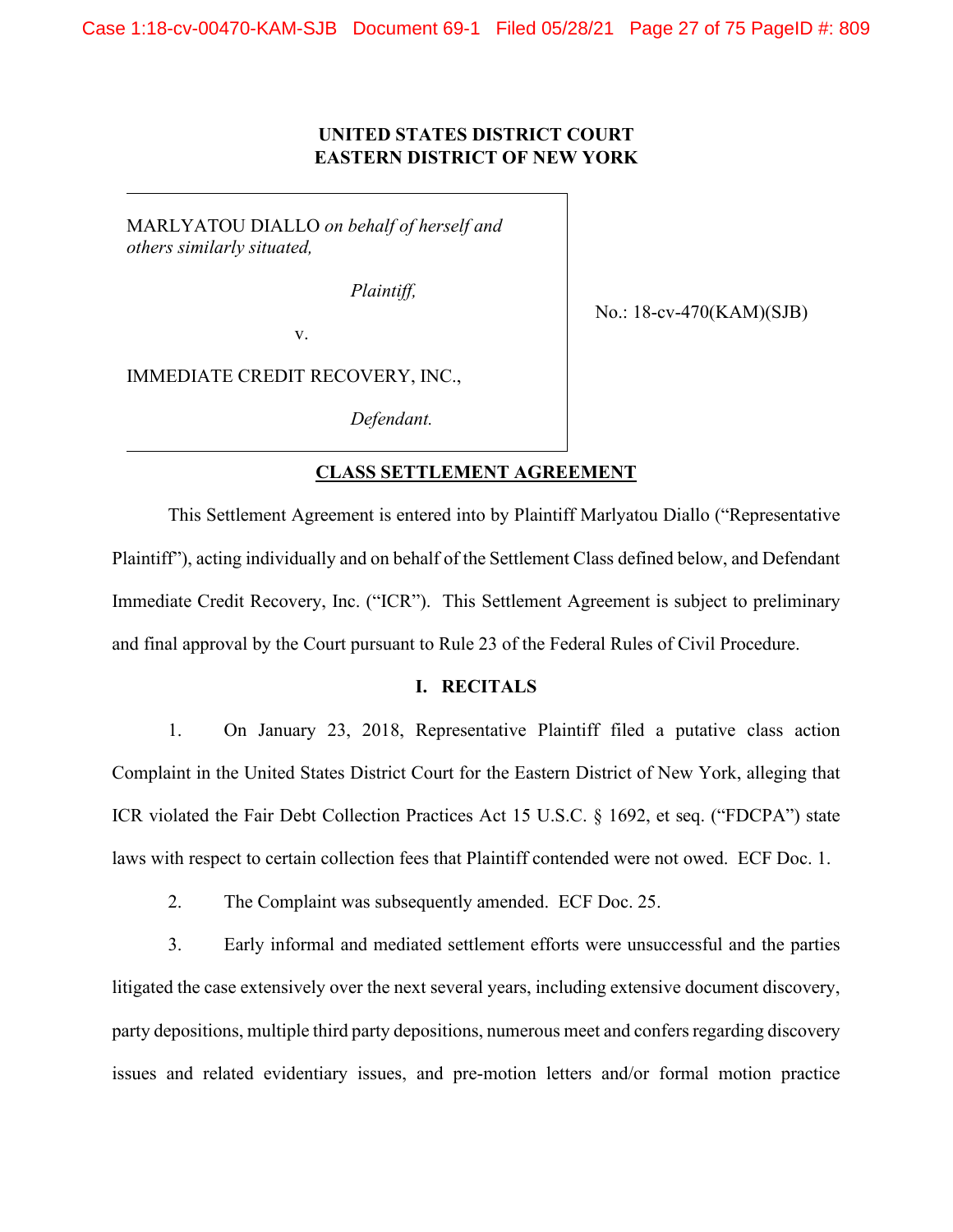**UNITED STATES DISTRICT COURT**
**EASTERN DISTRICT OF NEW YORK**

MARLYATOU DIALLO *on behalf of herself and others similarly situated,*

*Plaintiff,*

v.

IMMEDIATE CREDIT RECOVERY, INC.,

*Defendant.*

No.: 18-cv-470(KAM)(SJB)

**CLASS SETTLEMENT AGREEMENT**

This Settlement Agreement is entered into by Plaintiff Marlyatou Diallo ("Representative Plaintiff"), acting individually and on behalf of the Settlement Class defined below, and Defendant Immediate Credit Recovery, Inc. ("ICR"). This Settlement Agreement is subject to preliminary and final approval by the Court pursuant to Rule 23 of the Federal Rules of Civil Procedure.

## I. RECITALS

1. On January 23, 2018, Representative Plaintiff filed a putative class action Complaint in the United States District Court for the Eastern District of New York, alleging that ICR violated the Fair Debt Collection Practices Act 15 U.S.C. § 1692, et seq. ("FDCPA") state laws with respect to certain collection fees that Plaintiff contended were not owed. ECF Doc. 1.

2. The Complaint was subsequently amended. ECF Doc. 25.

3. Early informal and mediated settlement efforts were unsuccessful and the parties litigated the case extensively over the next several years, including extensive document discovery, party depositions, multiple third party depositions, numerous meet and confers regarding discovery issues and related evidentiary issues, and pre-motion letters and/or formal motion practice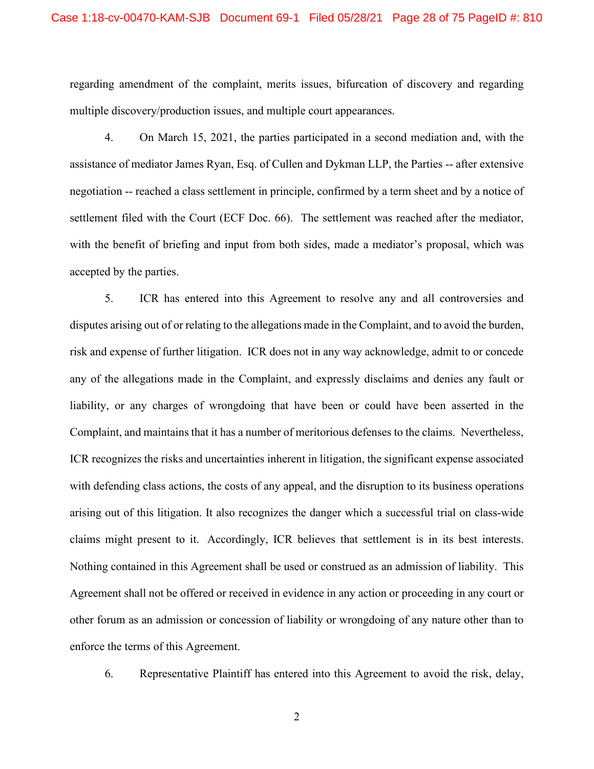regarding amendment of the complaint, merits issues, bifurcation of discovery and regarding multiple discovery/production issues, and multiple court appearances.

4. On March 15, 2021, the parties participated in a second mediation and, with the assistance of mediator James Ryan, Esq. of Cullen and Dykman LLP, the Parties -- after extensive negotiation -- reached a class settlement in principle, confirmed by a term sheet and by a notice of settlement filed with the Court (ECF Doc. 66). The settlement was reached after the mediator, with the benefit of briefing and input from both sides, made a mediator's proposal, which was accepted by the parties.

5. ICR has entered into this Agreement to resolve any and all controversies and disputes arising out of or relating to the allegations made in the Complaint, and to avoid the burden, risk and expense of further litigation. ICR does not in any way acknowledge, admit to or concede any of the allegations made in the Complaint, and expressly disclaims and denies any fault or liability, or any charges of wrongdoing that have been or could have been asserted in the Complaint, and maintains that it has a number of meritorious defenses to the claims. Nevertheless, ICR recognizes the risks and uncertainties inherent in litigation, the significant expense associated with defending class actions, the costs of any appeal, and the disruption to its business operations arising out of this litigation. It also recognizes the danger which a successful trial on class-wide claims might present to it. Accordingly, ICR believes that settlement is in its best interests. Nothing contained in this Agreement shall be used or construed as an admission of liability. This Agreement shall not be offered or received in evidence in any action or proceeding in any court or other forum as an admission or concession of liability or wrongdoing of any nature other than to enforce the terms of this Agreement.

6. Representative Plaintiff has entered into this Agreement to avoid the risk, delay,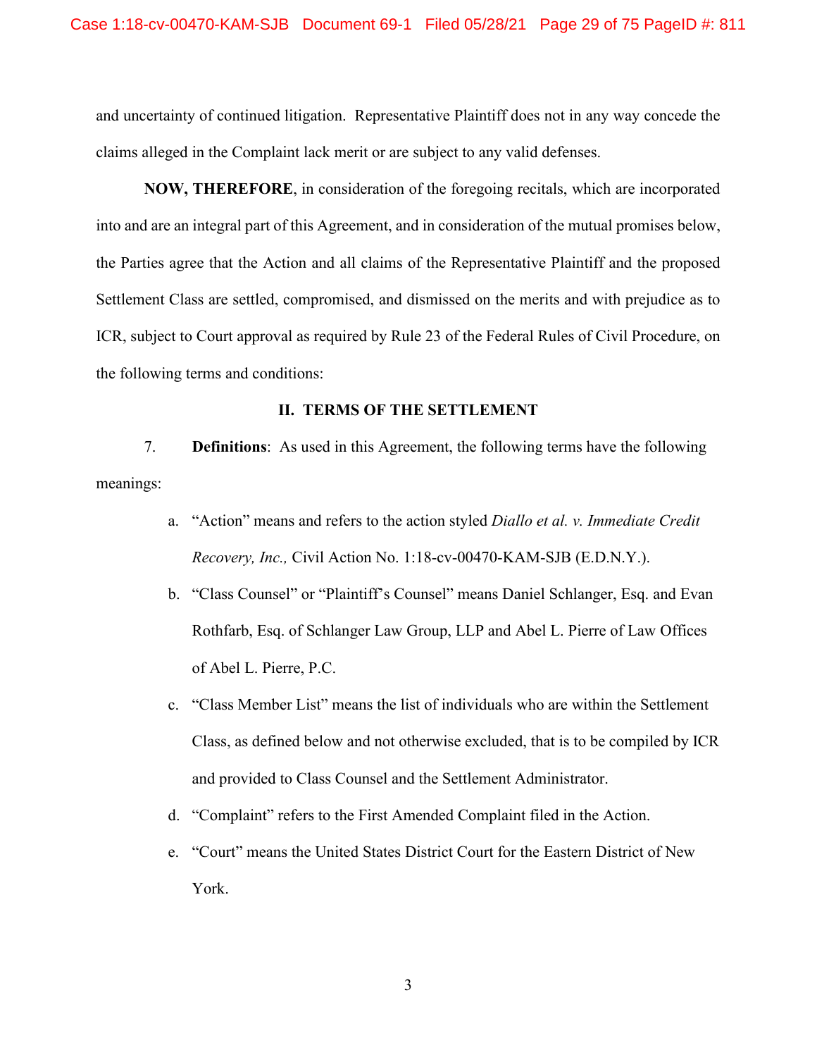and uncertainty of continued litigation. Representative Plaintiff does not in any way concede the claims alleged in the Complaint lack merit or are subject to any valid defenses.

**NOW, THEREFORE**, in consideration of the foregoing recitals, which are incorporated into and are an integral part of this Agreement, and in consideration of the mutual promises below, the Parties agree that the Action and all claims of the Representative Plaintiff and the proposed Settlement Class are settled, compromised, and dismissed on the merits and with prejudice as to ICR, subject to Court approval as required by Rule 23 of the Federal Rules of Civil Procedure, on the following terms and conditions:

## II. TERMS OF THE SETTLEMENT

7. **Definitions**: As used in this Agreement, the following terms have the following meanings:

   a. "Action" means and refers to the action styled *Diallo et al. v. Immediate Credit Recovery, Inc.,* Civil Action No. 1:18-cv-00470-KAM-SJB (E.D.N.Y.).

   b. "Class Counsel" or "Plaintiff's Counsel" means Daniel Schlanger, Esq. and Evan Rothfarb, Esq. of Schlanger Law Group, LLP and Abel L. Pierre of Law Offices of Abel L. Pierre, P.C.

   c. "Class Member List" means the list of individuals who are within the Settlement Class, as defined below and not otherwise excluded, that is to be compiled by ICR and provided to Class Counsel and the Settlement Administrator.

   d. "Complaint" refers to the First Amended Complaint filed in the Action.

   e. "Court" means the United States District Court for the Eastern District of New York.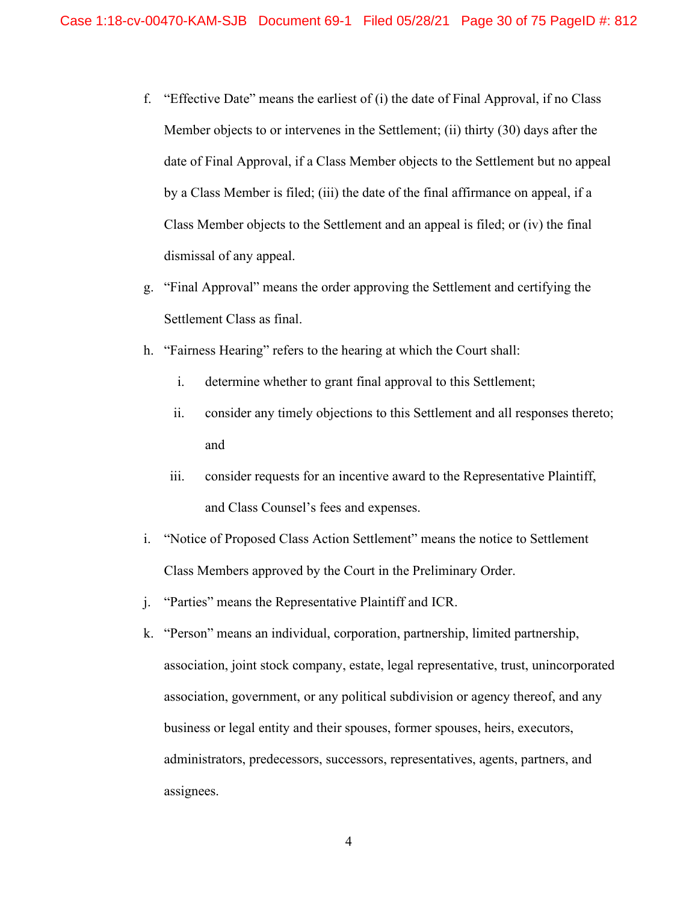f. "Effective Date" means the earliest of (i) the date of Final Approval, if no Class Member objects to or intervenes in the Settlement; (ii) thirty (30) days after the date of Final Approval, if a Class Member objects to the Settlement but no appeal by a Class Member is filed; (iii) the date of the final affirmance on appeal, if a Class Member objects to the Settlement and an appeal is filed; or (iv) the final dismissal of any appeal.

g. "Final Approval" means the order approving the Settlement and certifying the Settlement Class as final.

h. "Fairness Hearing" refers to the hearing at which the Court shall:

   i. determine whether to grant final approval to this Settlement;

   ii. consider any timely objections to this Settlement and all responses thereto; and

   iii. consider requests for an incentive award to the Representative Plaintiff, and Class Counsel's fees and expenses.

i. "Notice of Proposed Class Action Settlement" means the notice to Settlement Class Members approved by the Court in the Preliminary Order.

j. "Parties" means the Representative Plaintiff and ICR.

k. "Person" means an individual, corporation, partnership, limited partnership, association, joint stock company, estate, legal representative, trust, unincorporated association, government, or any political subdivision or agency thereof, and any business or legal entity and their spouses, former spouses, heirs, executors, administrators, predecessors, successors, representatives, agents, partners, and assignees.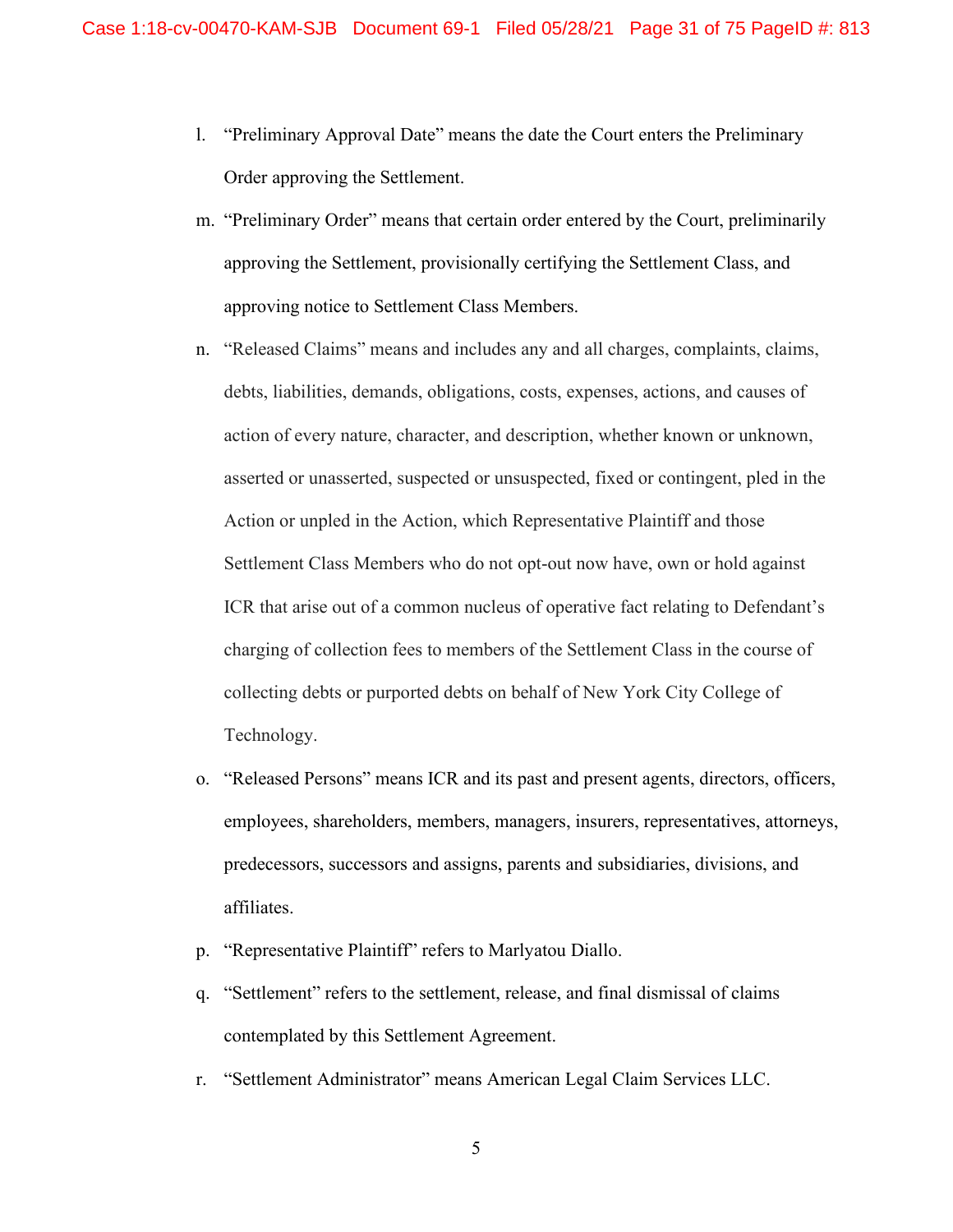l. "Preliminary Approval Date" means the date the Court enters the Preliminary Order approving the Settlement.

m. "Preliminary Order" means that certain order entered by the Court, preliminarily approving the Settlement, provisionally certifying the Settlement Class, and approving notice to Settlement Class Members.

n. "Released Claims" means and includes any and all charges, complaints, claims, debts, liabilities, demands, obligations, costs, expenses, actions, and causes of action of every nature, character, and description, whether known or unknown, asserted or unasserted, suspected or unsuspected, fixed or contingent, pled in the Action or unpled in the Action, which Representative Plaintiff and those Settlement Class Members who do not opt-out now have, own or hold against ICR that arise out of a common nucleus of operative fact relating to Defendant's charging of collection fees to members of the Settlement Class in the course of collecting debts or purported debts on behalf of New York City College of Technology.

o. "Released Persons" means ICR and its past and present agents, directors, officers, employees, shareholders, members, managers, insurers, representatives, attorneys, predecessors, successors and assigns, parents and subsidiaries, divisions, and affiliates.

p. "Representative Plaintiff" refers to Marlyatou Diallo.

q. "Settlement" refers to the settlement, release, and final dismissal of claims contemplated by this Settlement Agreement.

r. "Settlement Administrator" means American Legal Claim Services LLC.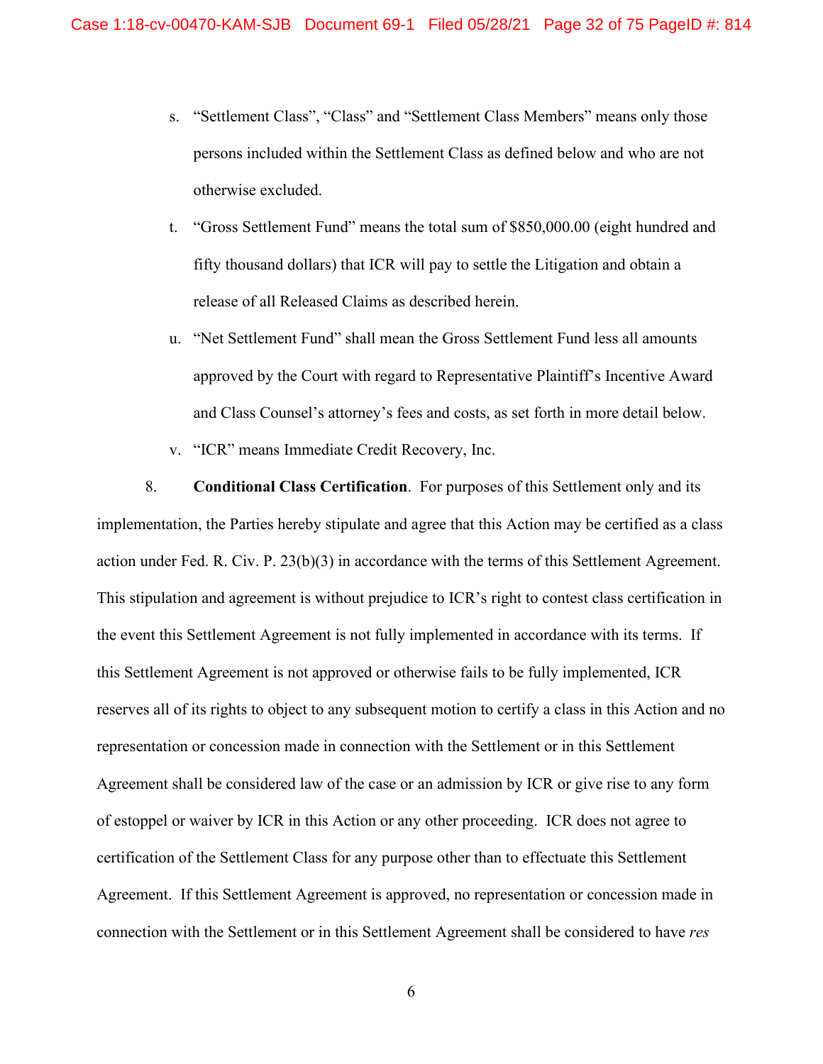s. "Settlement Class", "Class" and "Settlement Class Members" means only those persons included within the Settlement Class as defined below and who are not otherwise excluded.

t. "Gross Settlement Fund" means the total sum of $850,000.00 (eight hundred and fifty thousand dollars) that ICR will pay to settle the Litigation and obtain a release of all Released Claims as described herein.

u. "Net Settlement Fund" shall mean the Gross Settlement Fund less all amounts approved by the Court with regard to Representative Plaintiff's Incentive Award and Class Counsel's attorney's fees and costs, as set forth in more detail below.

v. "ICR" means Immediate Credit Recovery, Inc.

8. **Conditional Class Certification**. For purposes of this Settlement only and its implementation, the Parties hereby stipulate and agree that this Action may be certified as a class action under Fed. R. Civ. P. 23(b)(3) in accordance with the terms of this Settlement Agreement. This stipulation and agreement is without prejudice to ICR's right to contest class certification in the event this Settlement Agreement is not fully implemented in accordance with its terms. If this Settlement Agreement is not approved or otherwise fails to be fully implemented, ICR reserves all of its rights to object to any subsequent motion to certify a class in this Action and no representation or concession made in connection with the Settlement or in this Settlement Agreement shall be considered law of the case or an admission by ICR or give rise to any form of estoppel or waiver by ICR in this Action or any other proceeding. ICR does not agree to certification of the Settlement Class for any purpose other than to effectuate this Settlement Agreement. If this Settlement Agreement is approved, no representation or concession made in connection with the Settlement or in this Settlement Agreement shall be considered to have *res*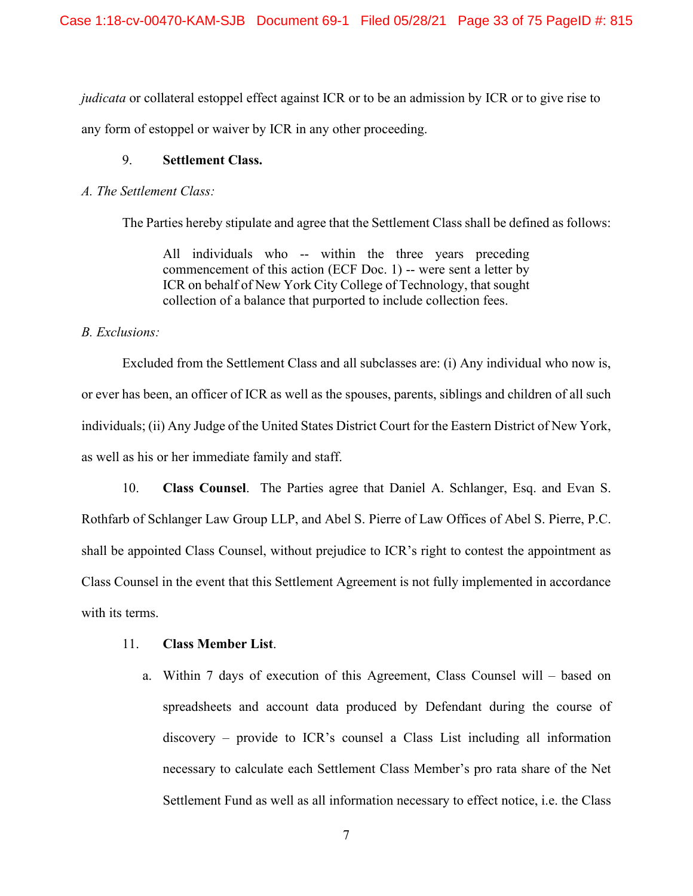*judicata* or collateral estoppel effect against ICR or to be an admission by ICR or to give rise to any form of estoppel or waiver by ICR in any other proceeding.

9. **Settlement Class.**

*A. The Settlement Class:*

The Parties hereby stipulate and agree that the Settlement Class shall be defined as follows:

> All individuals who -- within the three years preceding commencement of this action (ECF Doc. 1) -- were sent a letter by ICR on behalf of New York City College of Technology, that sought collection of a balance that purported to include collection fees.

*B. Exclusions:*

Excluded from the Settlement Class and all subclasses are: (i) Any individual who now is, or ever has been, an officer of ICR as well as the spouses, parents, siblings and children of all such individuals; (ii) Any Judge of the United States District Court for the Eastern District of New York, as well as his or her immediate family and staff.

10. **Class Counsel**. The Parties agree that Daniel A. Schlanger, Esq. and Evan S. Rothfarb of Schlanger Law Group LLP, and Abel S. Pierre of Law Offices of Abel S. Pierre, P.C. shall be appointed Class Counsel, without prejudice to ICR's right to contest the appointment as Class Counsel in the event that this Settlement Agreement is not fully implemented in accordance with its terms.

11. **Class Member List**.

a. Within 7 days of execution of this Agreement, Class Counsel will – based on spreadsheets and account data produced by Defendant during the course of discovery – provide to ICR's counsel a Class List including all information necessary to calculate each Settlement Class Member's pro rata share of the Net Settlement Fund as well as all information necessary to effect notice, i.e. the Class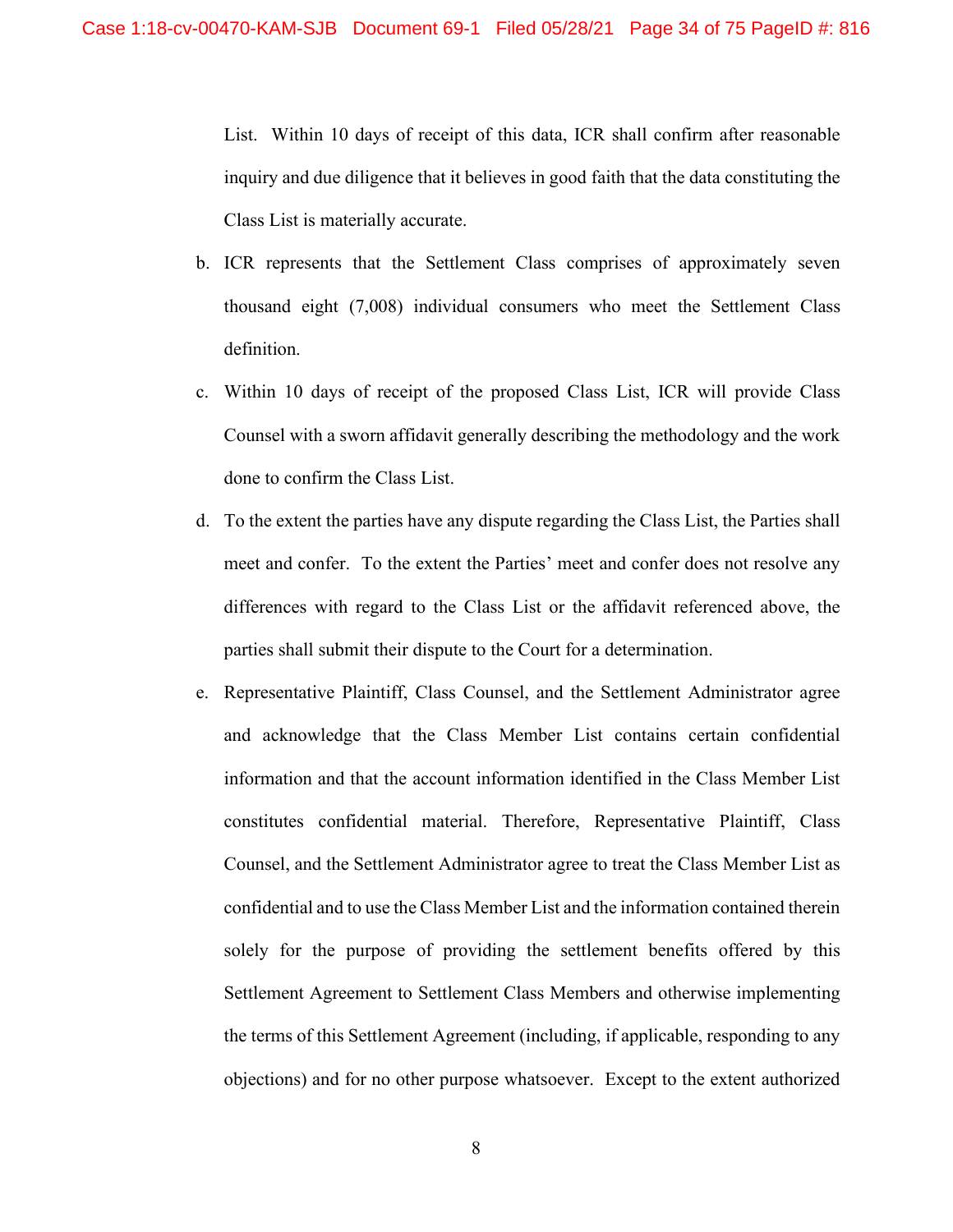List. Within 10 days of receipt of this data, ICR shall confirm after reasonable inquiry and due diligence that it believes in good faith that the data constituting the Class List is materially accurate.

b. ICR represents that the Settlement Class comprises of approximately seven thousand eight (7,008) individual consumers who meet the Settlement Class definition.

c. Within 10 days of receipt of the proposed Class List, ICR will provide Class Counsel with a sworn affidavit generally describing the methodology and the work done to confirm the Class List.

d. To the extent the parties have any dispute regarding the Class List, the Parties shall meet and confer. To the extent the Parties' meet and confer does not resolve any differences with regard to the Class List or the affidavit referenced above, the parties shall submit their dispute to the Court for a determination.

e. Representative Plaintiff, Class Counsel, and the Settlement Administrator agree and acknowledge that the Class Member List contains certain confidential information and that the account information identified in the Class Member List constitutes confidential material. Therefore, Representative Plaintiff, Class Counsel, and the Settlement Administrator agree to treat the Class Member List as confidential and to use the Class Member List and the information contained therein solely for the purpose of providing the settlement benefits offered by this Settlement Agreement to Settlement Class Members and otherwise implementing the terms of this Settlement Agreement (including, if applicable, responding to any objections) and for no other purpose whatsoever. Except to the extent authorized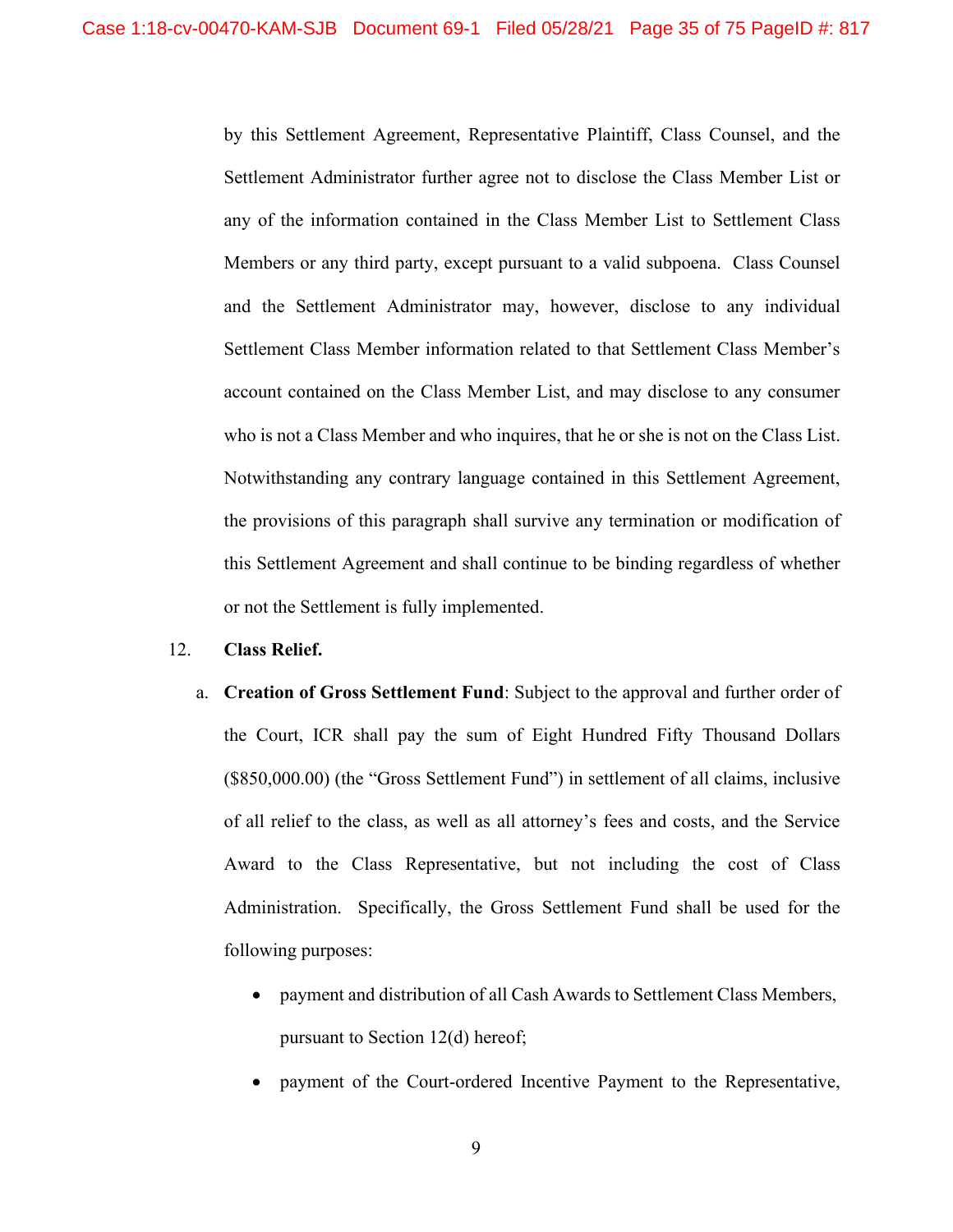by this Settlement Agreement, Representative Plaintiff, Class Counsel, and the Settlement Administrator further agree not to disclose the Class Member List or any of the information contained in the Class Member List to Settlement Class Members or any third party, except pursuant to a valid subpoena. Class Counsel and the Settlement Administrator may, however, disclose to any individual Settlement Class Member information related to that Settlement Class Member's account contained on the Class Member List, and may disclose to any consumer who is not a Class Member and who inquires, that he or she is not on the Class List. Notwithstanding any contrary language contained in this Settlement Agreement, the provisions of this paragraph shall survive any termination or modification of this Settlement Agreement and shall continue to be binding regardless of whether or not the Settlement is fully implemented.

12. **Class Relief.**

   a. **Creation of Gross Settlement Fund**: Subject to the approval and further order of the Court, ICR shall pay the sum of Eight Hundred Fifty Thousand Dollars ($850,000.00) (the "Gross Settlement Fund") in settlement of all claims, inclusive of all relief to the class, as well as all attorney's fees and costs, and the Service Award to the Class Representative, but not including the cost of Class Administration. Specifically, the Gross Settlement Fund shall be used for the following purposes:

      - payment and distribution of all Cash Awards to Settlement Class Members, pursuant to Section 12(d) hereof;
      - payment of the Court-ordered Incentive Payment to the Representative,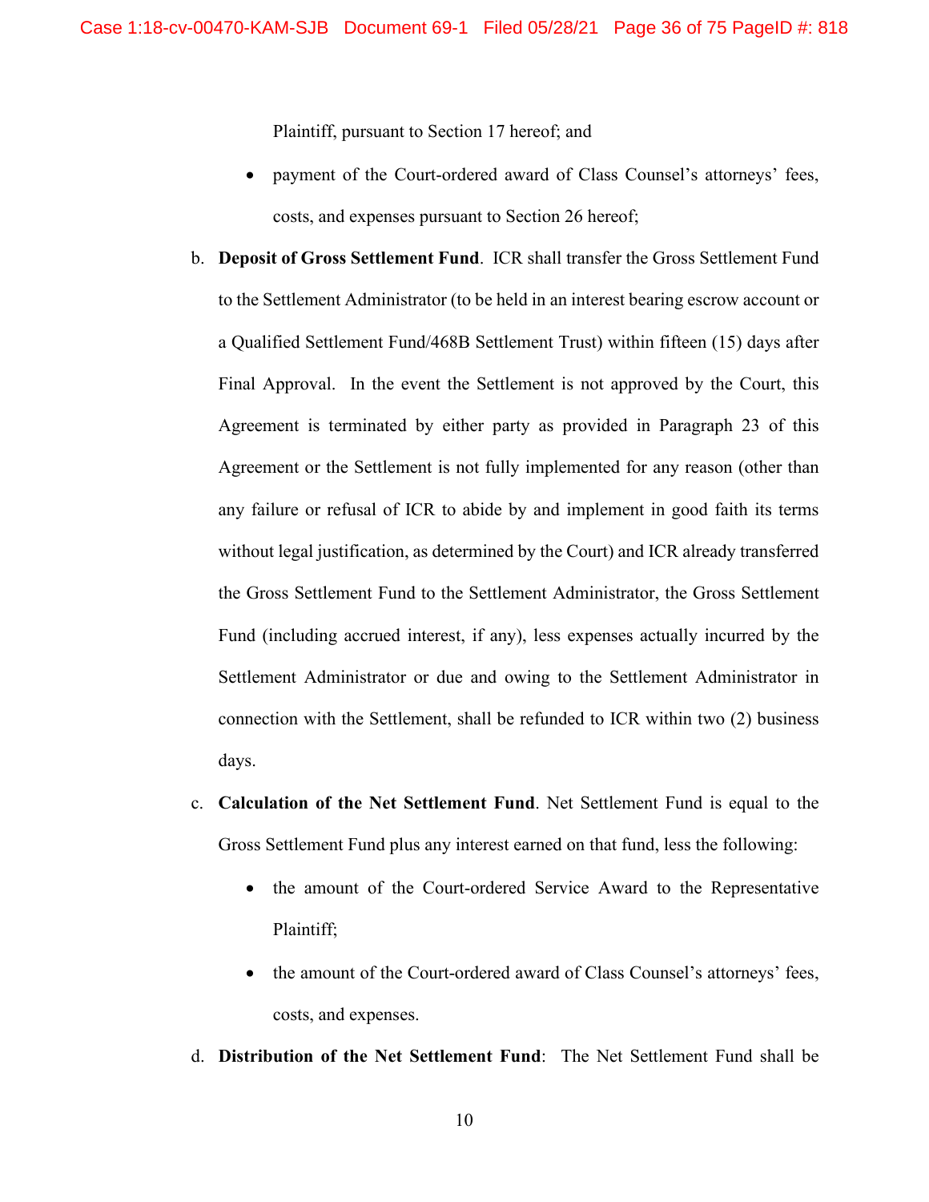Plaintiff, pursuant to Section 17 hereof; and

- payment of the Court-ordered award of Class Counsel's attorneys' fees, costs, and expenses pursuant to Section 26 hereof;

b. **Deposit of Gross Settlement Fund**. ICR shall transfer the Gross Settlement Fund to the Settlement Administrator (to be held in an interest bearing escrow account or a Qualified Settlement Fund/468B Settlement Trust) within fifteen (15) days after Final Approval. In the event the Settlement is not approved by the Court, this Agreement is terminated by either party as provided in Paragraph 23 of this Agreement or the Settlement is not fully implemented for any reason (other than any failure or refusal of ICR to abide by and implement in good faith its terms without legal justification, as determined by the Court) and ICR already transferred the Gross Settlement Fund to the Settlement Administrator, the Gross Settlement Fund (including accrued interest, if any), less expenses actually incurred by the Settlement Administrator or due and owing to the Settlement Administrator in connection with the Settlement, shall be refunded to ICR within two (2) business days.

c. **Calculation of the Net Settlement Fund**. Net Settlement Fund is equal to the Gross Settlement Fund plus any interest earned on that fund, less the following:

- the amount of the Court-ordered Service Award to the Representative Plaintiff;
- the amount of the Court-ordered award of Class Counsel's attorneys' fees, costs, and expenses.

d. **Distribution of the Net Settlement Fund**: The Net Settlement Fund shall be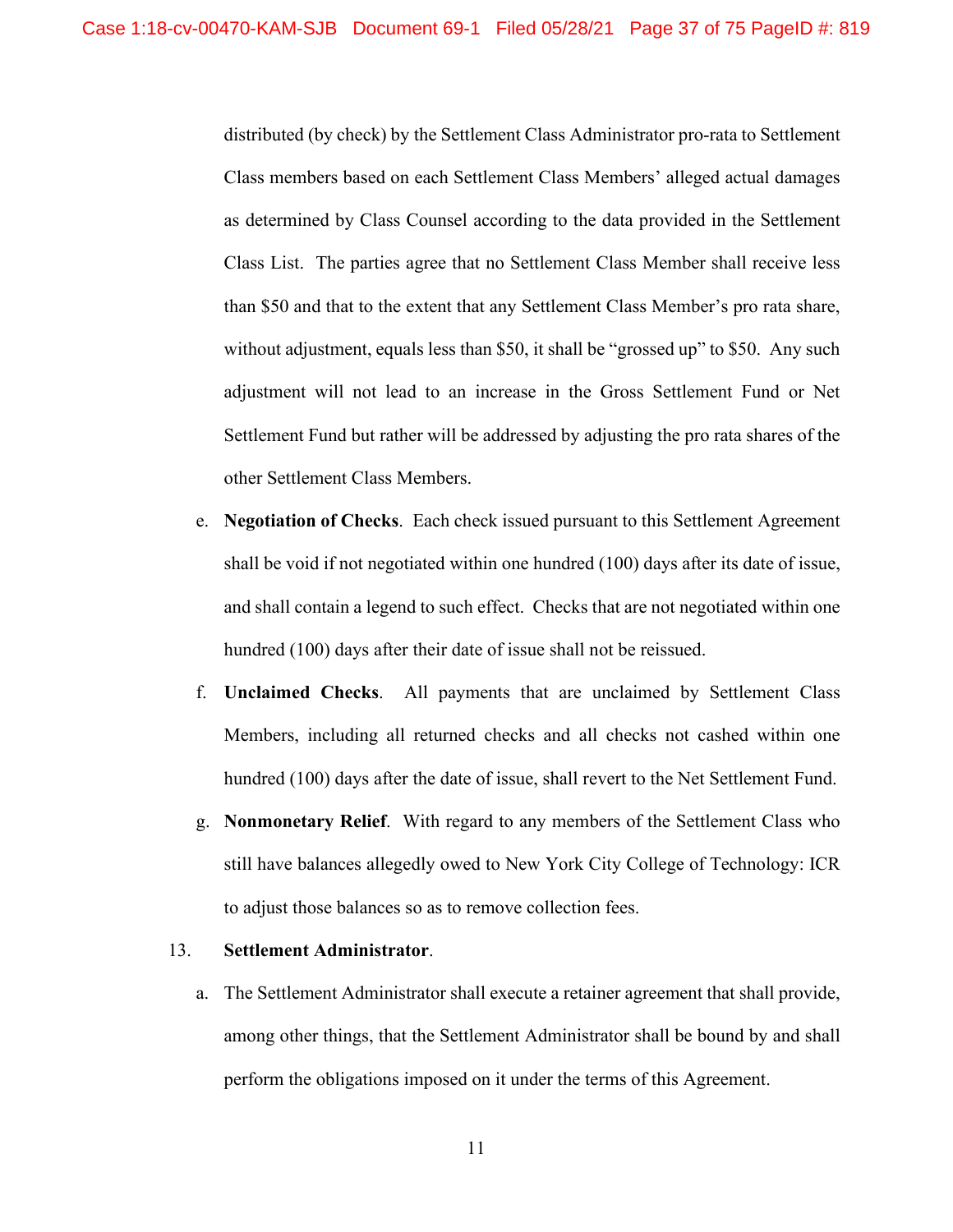distributed (by check) by the Settlement Class Administrator pro-rata to Settlement Class members based on each Settlement Class Members' alleged actual damages as determined by Class Counsel according to the data provided in the Settlement Class List. The parties agree that no Settlement Class Member shall receive less than $50 and that to the extent that any Settlement Class Member's pro rata share, without adjustment, equals less than $50, it shall be "grossed up" to $50. Any such adjustment will not lead to an increase in the Gross Settlement Fund or Net Settlement Fund but rather will be addressed by adjusting the pro rata shares of the other Settlement Class Members.

e. **Negotiation of Checks**. Each check issued pursuant to this Settlement Agreement shall be void if not negotiated within one hundred (100) days after its date of issue, and shall contain a legend to such effect. Checks that are not negotiated within one hundred (100) days after their date of issue shall not be reissued.

f. **Unclaimed Checks**. All payments that are unclaimed by Settlement Class Members, including all returned checks and all checks not cashed within one hundred (100) days after the date of issue, shall revert to the Net Settlement Fund.

g. **Nonmonetary Relief**. With regard to any members of the Settlement Class who still have balances allegedly owed to New York City College of Technology: ICR to adjust those balances so as to remove collection fees.

13. **Settlement Administrator**.

a. The Settlement Administrator shall execute a retainer agreement that shall provide, among other things, that the Settlement Administrator shall be bound by and shall perform the obligations imposed on it under the terms of this Agreement.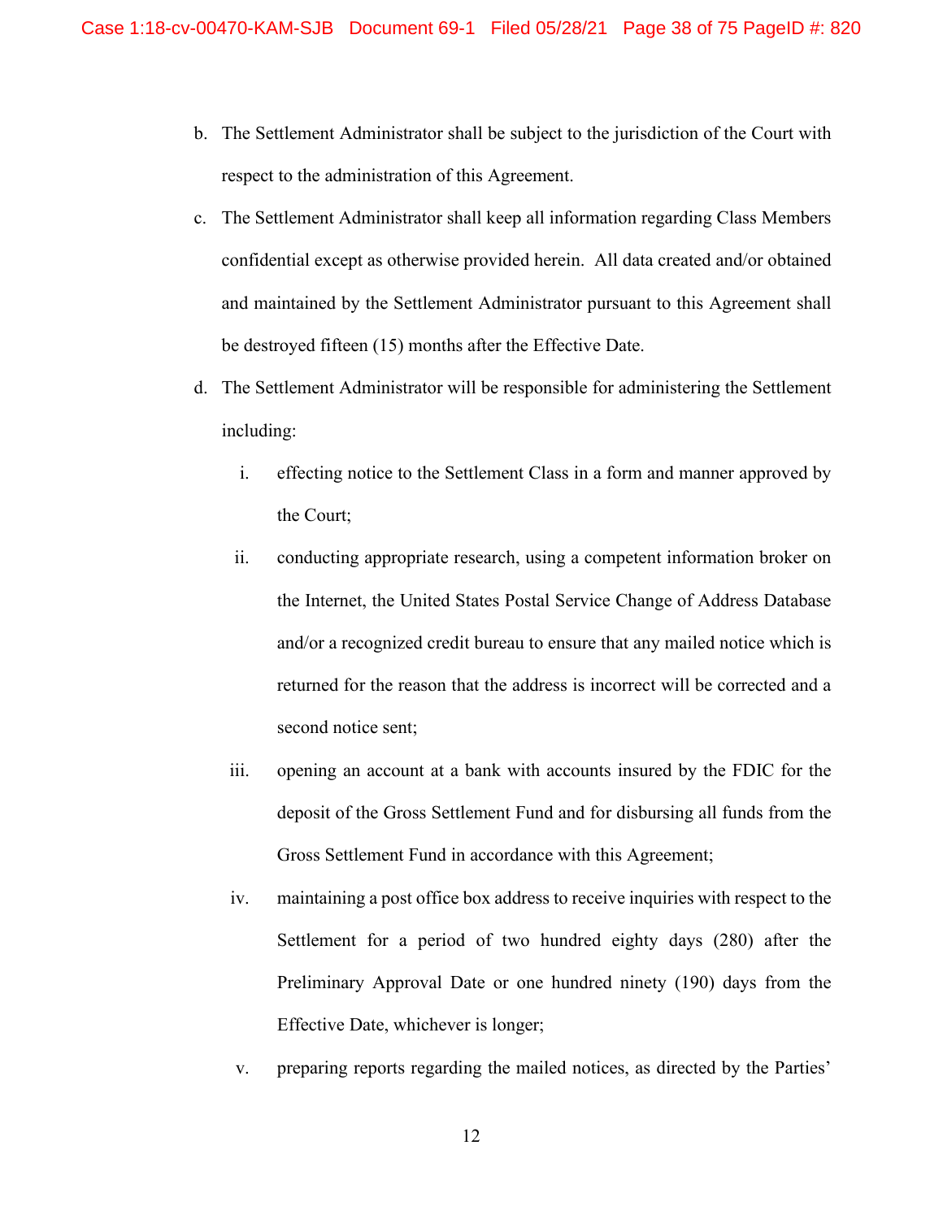b. The Settlement Administrator shall be subject to the jurisdiction of the Court with respect to the administration of this Agreement.

c. The Settlement Administrator shall keep all information regarding Class Members confidential except as otherwise provided herein. All data created and/or obtained and maintained by the Settlement Administrator pursuant to this Agreement shall be destroyed fifteen (15) months after the Effective Date.

d. The Settlement Administrator will be responsible for administering the Settlement including:

    i. effecting notice to the Settlement Class in a form and manner approved by the Court;

    ii. conducting appropriate research, using a competent information broker on the Internet, the United States Postal Service Change of Address Database and/or a recognized credit bureau to ensure that any mailed notice which is returned for the reason that the address is incorrect will be corrected and a second notice sent;

    iii. opening an account at a bank with accounts insured by the FDIC for the deposit of the Gross Settlement Fund and for disbursing all funds from the Gross Settlement Fund in accordance with this Agreement;

    iv. maintaining a post office box address to receive inquiries with respect to the Settlement for a period of two hundred eighty days (280) after the Preliminary Approval Date or one hundred ninety (190) days from the Effective Date, whichever is longer;

    v. preparing reports regarding the mailed notices, as directed by the Parties'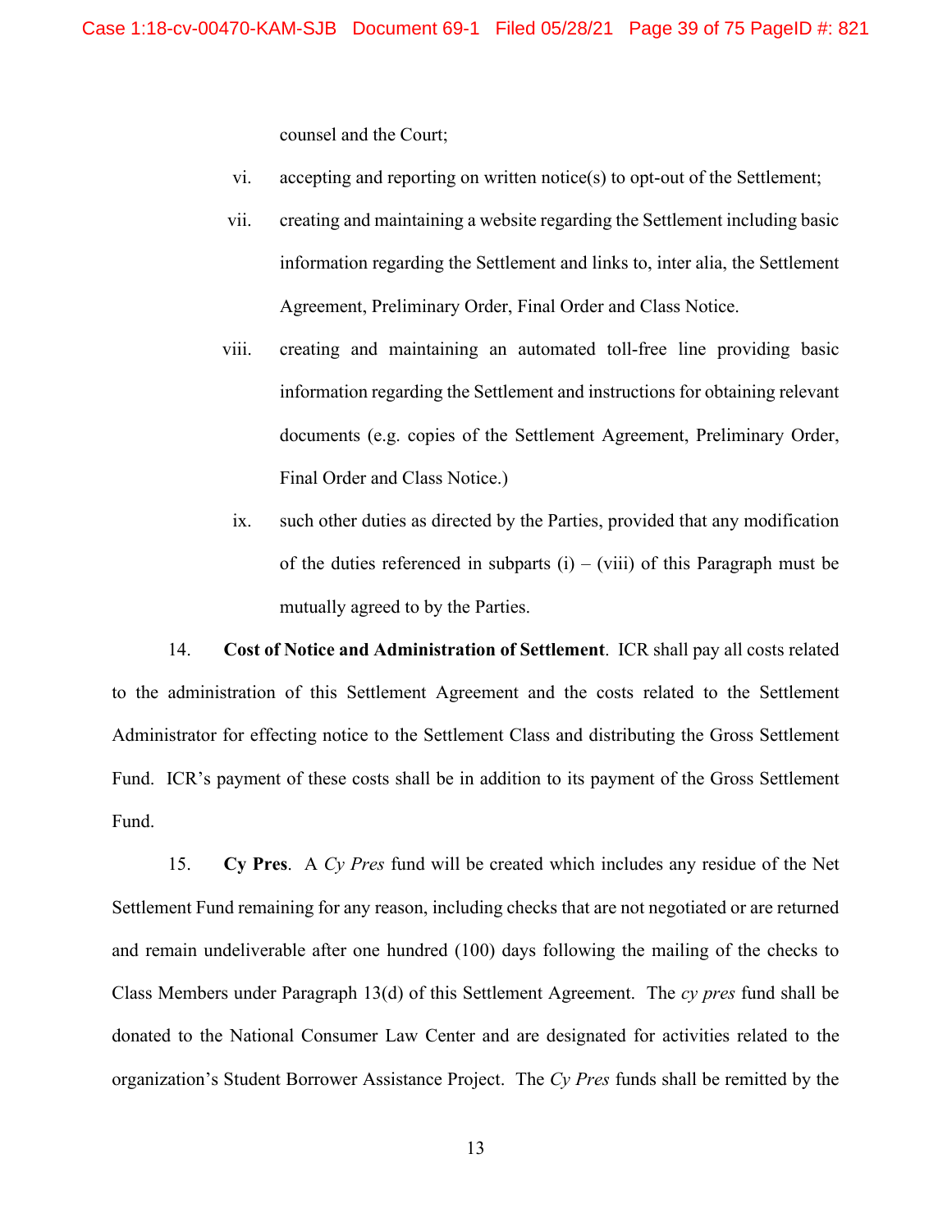counsel and the Court;

vi. accepting and reporting on written notice(s) to opt-out of the Settlement;

vii. creating and maintaining a website regarding the Settlement including basic information regarding the Settlement and links to, inter alia, the Settlement Agreement, Preliminary Order, Final Order and Class Notice.

viii. creating and maintaining an automated toll-free line providing basic information regarding the Settlement and instructions for obtaining relevant documents (e.g. copies of the Settlement Agreement, Preliminary Order, Final Order and Class Notice.)

ix. such other duties as directed by the Parties, provided that any modification of the duties referenced in subparts (i) – (viii) of this Paragraph must be mutually agreed to by the Parties.

14. **Cost of Notice and Administration of Settlement**. ICR shall pay all costs related to the administration of this Settlement Agreement and the costs related to the Settlement Administrator for effecting notice to the Settlement Class and distributing the Gross Settlement Fund. ICR's payment of these costs shall be in addition to its payment of the Gross Settlement Fund.

15. **Cy Pres**. A *Cy Pres* fund will be created which includes any residue of the Net Settlement Fund remaining for any reason, including checks that are not negotiated or are returned and remain undeliverable after one hundred (100) days following the mailing of the checks to Class Members under Paragraph 13(d) of this Settlement Agreement. The *cy pres* fund shall be donated to the National Consumer Law Center and are designated for activities related to the organization's Student Borrower Assistance Project. The *Cy Pres* funds shall be remitted by the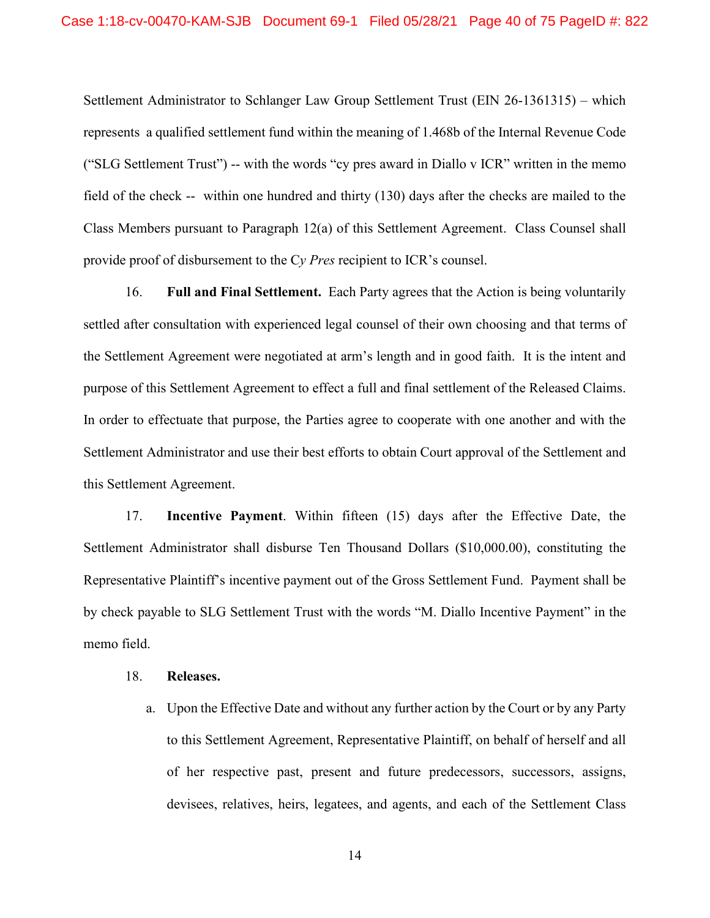Settlement Administrator to Schlanger Law Group Settlement Trust (EIN 26-1361315) – which represents a qualified settlement fund within the meaning of 1.468b of the Internal Revenue Code ("SLG Settlement Trust") -- with the words "cy pres award in Diallo v ICR" written in the memo field of the check -- within one hundred and thirty (130) days after the checks are mailed to the Class Members pursuant to Paragraph 12(a) of this Settlement Agreement. Class Counsel shall provide proof of disbursement to the C*y Pres* recipient to ICR's counsel.

16. **Full and Final Settlement.** Each Party agrees that the Action is being voluntarily settled after consultation with experienced legal counsel of their own choosing and that terms of the Settlement Agreement were negotiated at arm's length and in good faith. It is the intent and purpose of this Settlement Agreement to effect a full and final settlement of the Released Claims. In order to effectuate that purpose, the Parties agree to cooperate with one another and with the Settlement Administrator and use their best efforts to obtain Court approval of the Settlement and this Settlement Agreement.

17. **Incentive Payment**. Within fifteen (15) days after the Effective Date, the Settlement Administrator shall disburse Ten Thousand Dollars ($10,000.00), constituting the Representative Plaintiff's incentive payment out of the Gross Settlement Fund. Payment shall be by check payable to SLG Settlement Trust with the words "M. Diallo Incentive Payment" in the memo field.

18. **Releases.**

a. Upon the Effective Date and without any further action by the Court or by any Party to this Settlement Agreement, Representative Plaintiff, on behalf of herself and all of her respective past, present and future predecessors, successors, assigns, devisees, relatives, heirs, legatees, and agents, and each of the Settlement Class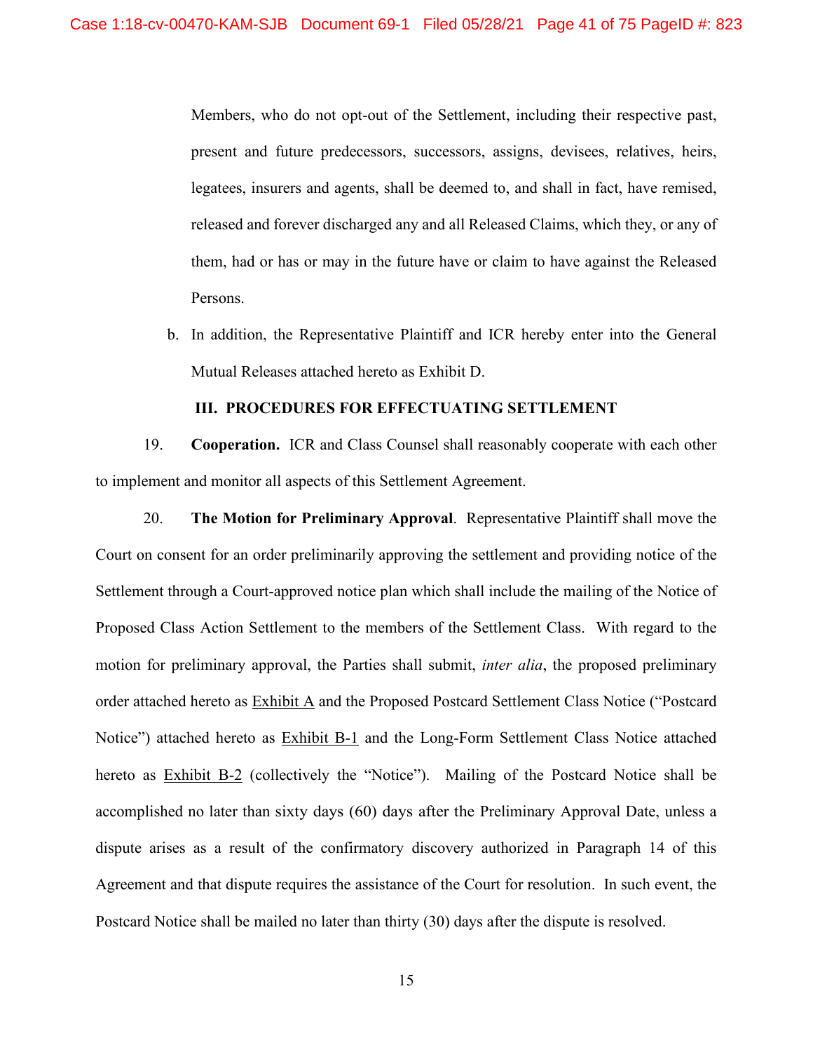Members, who do not opt-out of the Settlement, including their respective past, present and future predecessors, successors, assigns, devisees, relatives, heirs, legatees, insurers and agents, shall be deemed to, and shall in fact, have remised, released and forever discharged any and all Released Claims, which they, or any of them, had or has or may in the future have or claim to have against the Released Persons.

b. In addition, the Representative Plaintiff and ICR hereby enter into the General Mutual Releases attached hereto as Exhibit D.

## III. PROCEDURES FOR EFFECTUATING SETTLEMENT

19. **Cooperation.** ICR and Class Counsel shall reasonably cooperate with each other to implement and monitor all aspects of this Settlement Agreement.

20. **The Motion for Preliminary Approval**. Representative Plaintiff shall move the Court on consent for an order preliminarily approving the settlement and providing notice of the Settlement through a Court-approved notice plan which shall include the mailing of the Notice of Proposed Class Action Settlement to the members of the Settlement Class. With regard to the motion for preliminary approval, the Parties shall submit, *inter alia*, the proposed preliminary order attached hereto as Exhibit A and the Proposed Postcard Settlement Class Notice ("Postcard Notice") attached hereto as Exhibit B-1 and the Long-Form Settlement Class Notice attached hereto as Exhibit B-2 (collectively the "Notice"). Mailing of the Postcard Notice shall be accomplished no later than sixty days (60) days after the Preliminary Approval Date, unless a dispute arises as a result of the confirmatory discovery authorized in Paragraph 14 of this Agreement and that dispute requires the assistance of the Court for resolution. In such event, the Postcard Notice shall be mailed no later than thirty (30) days after the dispute is resolved.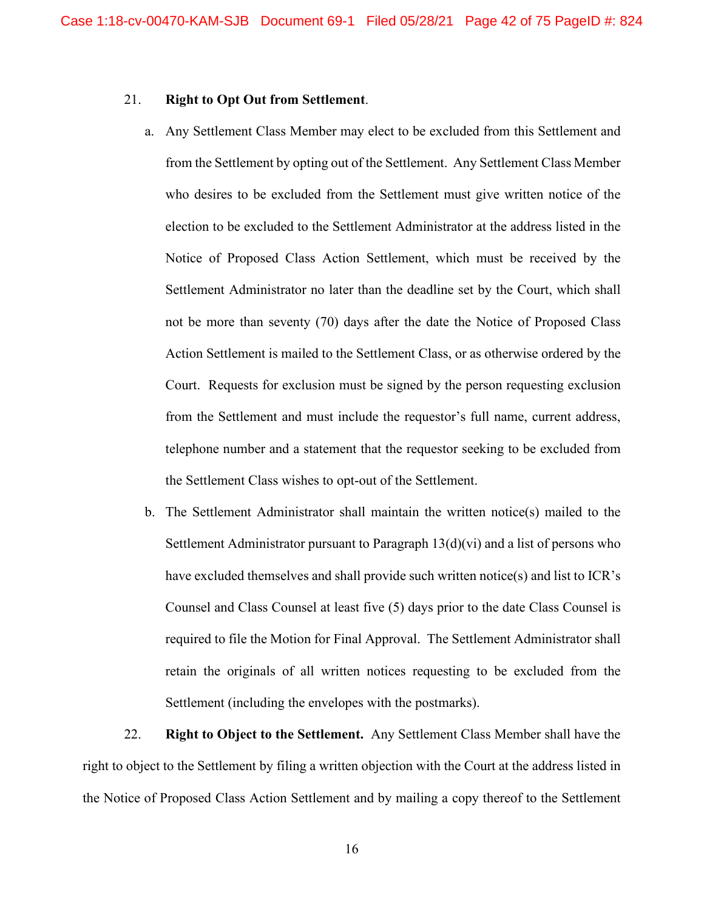21. **Right to Opt Out from Settlement**.

   a. Any Settlement Class Member may elect to be excluded from this Settlement and from the Settlement by opting out of the Settlement. Any Settlement Class Member who desires to be excluded from the Settlement must give written notice of the election to be excluded to the Settlement Administrator at the address listed in the Notice of Proposed Class Action Settlement, which must be received by the Settlement Administrator no later than the deadline set by the Court, which shall not be more than seventy (70) days after the date the Notice of Proposed Class Action Settlement is mailed to the Settlement Class, or as otherwise ordered by the Court. Requests for exclusion must be signed by the person requesting exclusion from the Settlement and must include the requestor's full name, current address, telephone number and a statement that the requestor seeking to be excluded from the Settlement Class wishes to opt-out of the Settlement.

   b. The Settlement Administrator shall maintain the written notice(s) mailed to the Settlement Administrator pursuant to Paragraph 13(d)(vi) and a list of persons who have excluded themselves and shall provide such written notice(s) and list to ICR's Counsel and Class Counsel at least five (5) days prior to the date Class Counsel is required to file the Motion for Final Approval. The Settlement Administrator shall retain the originals of all written notices requesting to be excluded from the Settlement (including the envelopes with the postmarks).

22. **Right to Object to the Settlement.** Any Settlement Class Member shall have the right to object to the Settlement by filing a written objection with the Court at the address listed in the Notice of Proposed Class Action Settlement and by mailing a copy thereof to the Settlement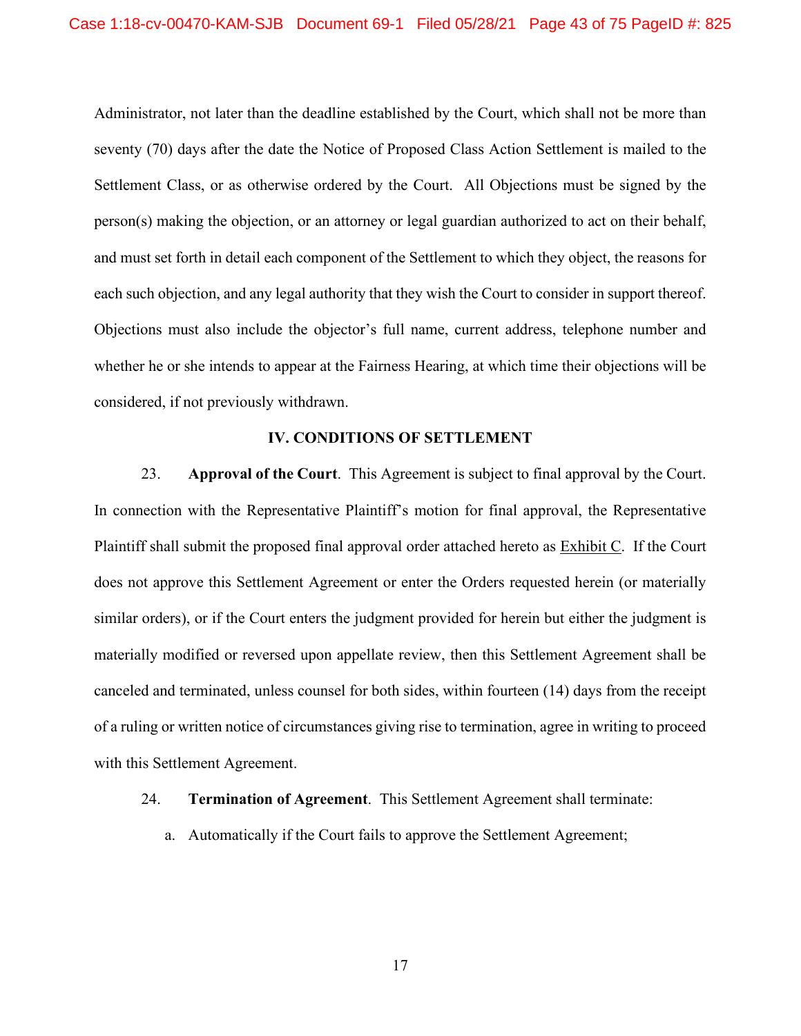Administrator, not later than the deadline established by the Court, which shall not be more than seventy (70) days after the date the Notice of Proposed Class Action Settlement is mailed to the Settlement Class, or as otherwise ordered by the Court. All Objections must be signed by the person(s) making the objection, or an attorney or legal guardian authorized to act on their behalf, and must set forth in detail each component of the Settlement to which they object, the reasons for each such objection, and any legal authority that they wish the Court to consider in support thereof. Objections must also include the objector's full name, current address, telephone number and whether he or she intends to appear at the Fairness Hearing, at which time their objections will be considered, if not previously withdrawn.

## IV. CONDITIONS OF SETTLEMENT

23. **Approval of the Court**. This Agreement is subject to final approval by the Court. In connection with the Representative Plaintiff's motion for final approval, the Representative Plaintiff shall submit the proposed final approval order attached hereto as Exhibit C. If the Court does not approve this Settlement Agreement or enter the Orders requested herein (or materially similar orders), or if the Court enters the judgment provided for herein but either the judgment is materially modified or reversed upon appellate review, then this Settlement Agreement shall be canceled and terminated, unless counsel for both sides, within fourteen (14) days from the receipt of a ruling or written notice of circumstances giving rise to termination, agree in writing to proceed with this Settlement Agreement.

24. **Termination of Agreement**. This Settlement Agreement shall terminate:

a. Automatically if the Court fails to approve the Settlement Agreement;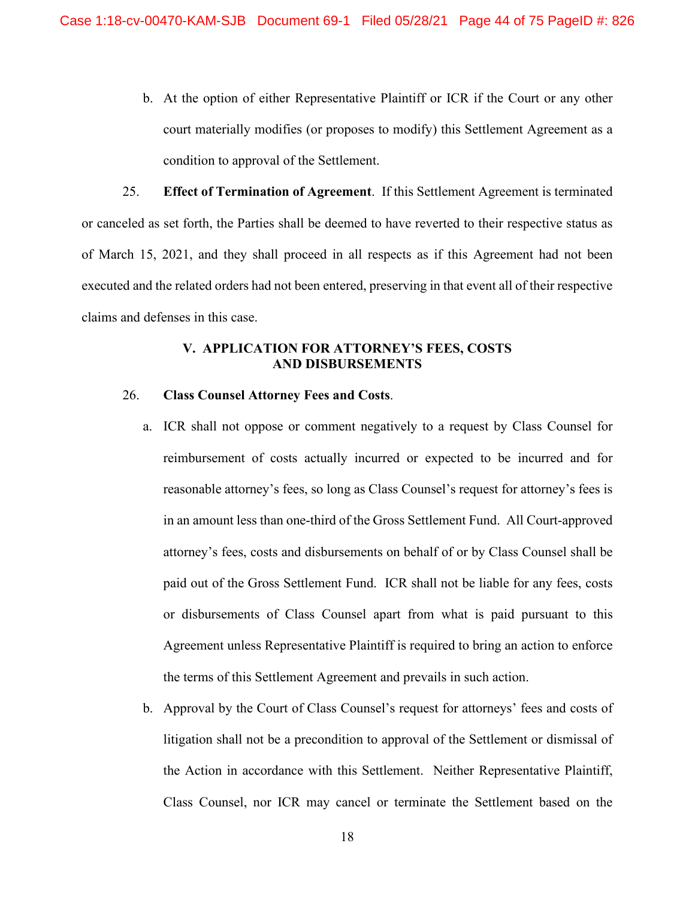b. At the option of either Representative Plaintiff or ICR if the Court or any other court materially modifies (or proposes to modify) this Settlement Agreement as a condition to approval of the Settlement.

25. **Effect of Termination of Agreement**. If this Settlement Agreement is terminated or canceled as set forth, the Parties shall be deemed to have reverted to their respective status as of March 15, 2021, and they shall proceed in all respects as if this Agreement had not been executed and the related orders had not been entered, preserving in that event all of their respective claims and defenses in this case.

## V. APPLICATION FOR ATTORNEY'S FEES, COSTS AND DISBURSEMENTS

26. **Class Counsel Attorney Fees and Costs**.

a. ICR shall not oppose or comment negatively to a request by Class Counsel for reimbursement of costs actually incurred or expected to be incurred and for reasonable attorney's fees, so long as Class Counsel's request for attorney's fees is in an amount less than one-third of the Gross Settlement Fund. All Court-approved attorney's fees, costs and disbursements on behalf of or by Class Counsel shall be paid out of the Gross Settlement Fund. ICR shall not be liable for any fees, costs or disbursements of Class Counsel apart from what is paid pursuant to this Agreement unless Representative Plaintiff is required to bring an action to enforce the terms of this Settlement Agreement and prevails in such action.

b. Approval by the Court of Class Counsel's request for attorneys' fees and costs of litigation shall not be a precondition to approval of the Settlement or dismissal of the Action in accordance with this Settlement. Neither Representative Plaintiff, Class Counsel, nor ICR may cancel or terminate the Settlement based on the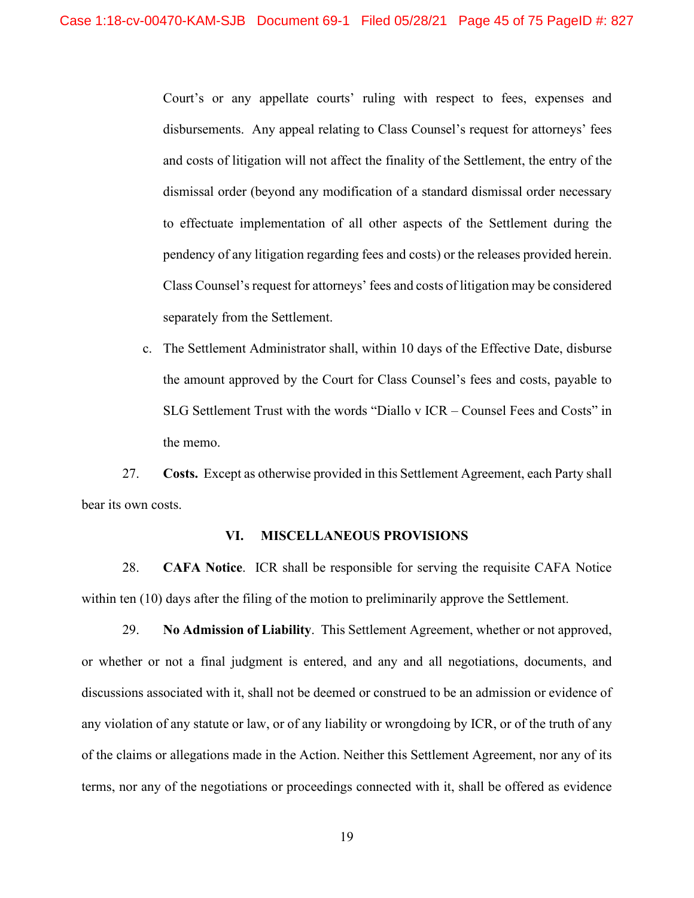Court's or any appellate courts' ruling with respect to fees, expenses and disbursements. Any appeal relating to Class Counsel's request for attorneys' fees and costs of litigation will not affect the finality of the Settlement, the entry of the dismissal order (beyond any modification of a standard dismissal order necessary to effectuate implementation of all other aspects of the Settlement during the pendency of any litigation regarding fees and costs) or the releases provided herein. Class Counsel's request for attorneys' fees and costs of litigation may be considered separately from the Settlement.

c. The Settlement Administrator shall, within 10 days of the Effective Date, disburse the amount approved by the Court for Class Counsel's fees and costs, payable to SLG Settlement Trust with the words "Diallo v ICR – Counsel Fees and Costs" in the memo.

27. **Costs.** Except as otherwise provided in this Settlement Agreement, each Party shall bear its own costs.

## VI. MISCELLANEOUS PROVISIONS

28. **CAFA Notice**. ICR shall be responsible for serving the requisite CAFA Notice within ten (10) days after the filing of the motion to preliminarily approve the Settlement.

29. **No Admission of Liability**. This Settlement Agreement, whether or not approved, or whether or not a final judgment is entered, and any and all negotiations, documents, and discussions associated with it, shall not be deemed or construed to be an admission or evidence of any violation of any statute or law, or of any liability or wrongdoing by ICR, or of the truth of any of the claims or allegations made in the Action. Neither this Settlement Agreement, nor any of its terms, nor any of the negotiations or proceedings connected with it, shall be offered as evidence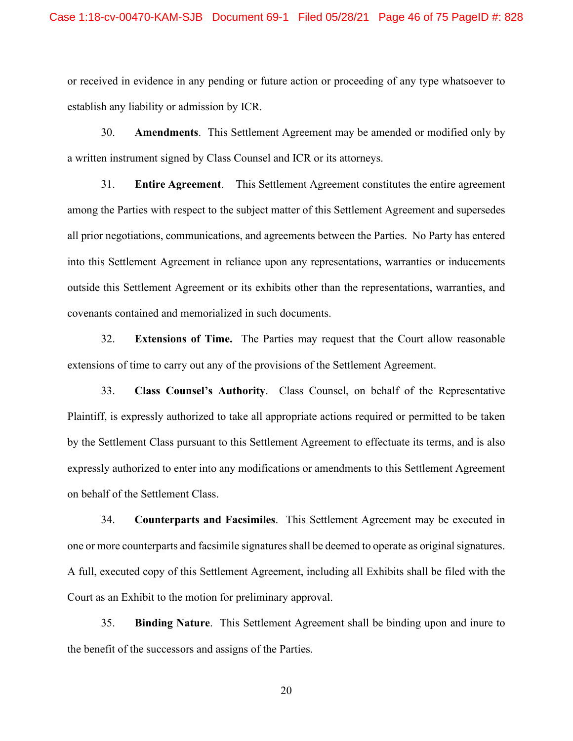or received in evidence in any pending or future action or proceeding of any type whatsoever to establish any liability or admission by ICR.

30. **Amendments**. This Settlement Agreement may be amended or modified only by a written instrument signed by Class Counsel and ICR or its attorneys.

31. **Entire Agreement**. This Settlement Agreement constitutes the entire agreement among the Parties with respect to the subject matter of this Settlement Agreement and supersedes all prior negotiations, communications, and agreements between the Parties. No Party has entered into this Settlement Agreement in reliance upon any representations, warranties or inducements outside this Settlement Agreement or its exhibits other than the representations, warranties, and covenants contained and memorialized in such documents.

32. **Extensions of Time.** The Parties may request that the Court allow reasonable extensions of time to carry out any of the provisions of the Settlement Agreement.

33. **Class Counsel's Authority**. Class Counsel, on behalf of the Representative Plaintiff, is expressly authorized to take all appropriate actions required or permitted to be taken by the Settlement Class pursuant to this Settlement Agreement to effectuate its terms, and is also expressly authorized to enter into any modifications or amendments to this Settlement Agreement on behalf of the Settlement Class.

34. **Counterparts and Facsimiles**. This Settlement Agreement may be executed in one or more counterparts and facsimile signatures shall be deemed to operate as original signatures. A full, executed copy of this Settlement Agreement, including all Exhibits shall be filed with the Court as an Exhibit to the motion for preliminary approval.

35. **Binding Nature**. This Settlement Agreement shall be binding upon and inure to the benefit of the successors and assigns of the Parties.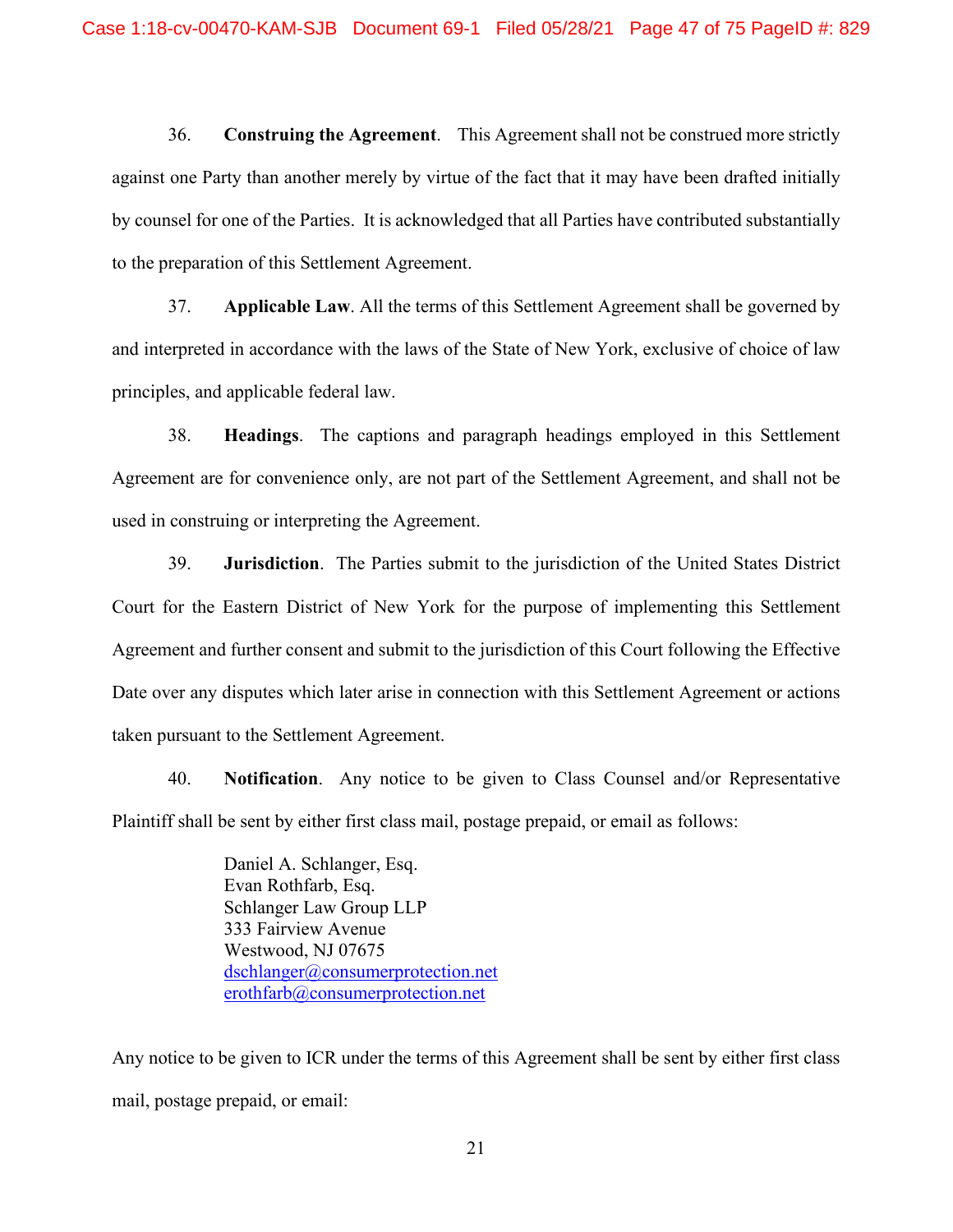36. **Construing the Agreement**. This Agreement shall not be construed more strictly against one Party than another merely by virtue of the fact that it may have been drafted initially by counsel for one of the Parties. It is acknowledged that all Parties have contributed substantially to the preparation of this Settlement Agreement.

37. **Applicable Law**. All the terms of this Settlement Agreement shall be governed by and interpreted in accordance with the laws of the State of New York, exclusive of choice of law principles, and applicable federal law.

38. **Headings**. The captions and paragraph headings employed in this Settlement Agreement are for convenience only, are not part of the Settlement Agreement, and shall not be used in construing or interpreting the Agreement.

39. **Jurisdiction**. The Parties submit to the jurisdiction of the United States District Court for the Eastern District of New York for the purpose of implementing this Settlement Agreement and further consent and submit to the jurisdiction of this Court following the Effective Date over any disputes which later arise in connection with this Settlement Agreement or actions taken pursuant to the Settlement Agreement.

40. **Notification**. Any notice to be given to Class Counsel and/or Representative Plaintiff shall be sent by either first class mail, postage prepaid, or email as follows:

> Daniel A. Schlanger, Esq.
> Evan Rothfarb, Esq.
> Schlanger Law Group LLP
> 333 Fairview Avenue
> Westwood, NJ 07675
> dschlanger@consumerprotection.net
> erothfarb@consumerprotection.net

Any notice to be given to ICR under the terms of this Agreement shall be sent by either first class mail, postage prepaid, or email: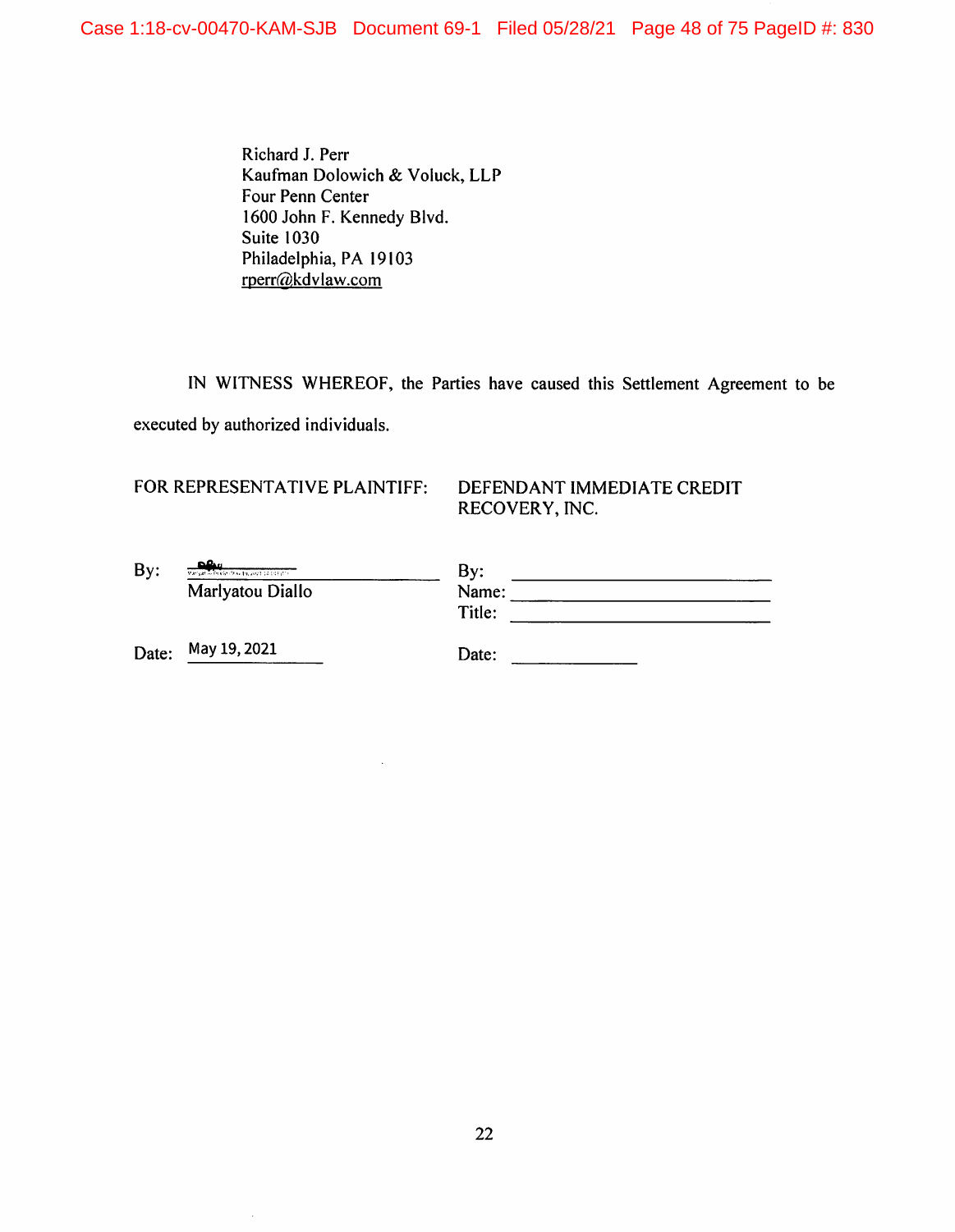Richard J. Perr
Kaufman Dolowich & Voluck, LLP
Four Penn Center
1600 John F. Kennedy Blvd.
Suite 1030
Philadelphia, PA 19103
rperr@kdvlaw.com

IN WITNESS WHEREOF, the Parties have caused this Settlement Agreement to be executed by authorized individuals.

| FOR REPRESENTATIVE PLAINTIFF: | DEFENDANT IMMEDIATE CREDIT RECOVERY, INC. |
|---|---|
| By: ______________________ Marlyatou Diallo | By: ______________________ |
| | Name: ______________________ |
| | Title: ______________________ |
| Date: May 19, 2021 | Date: ____________ |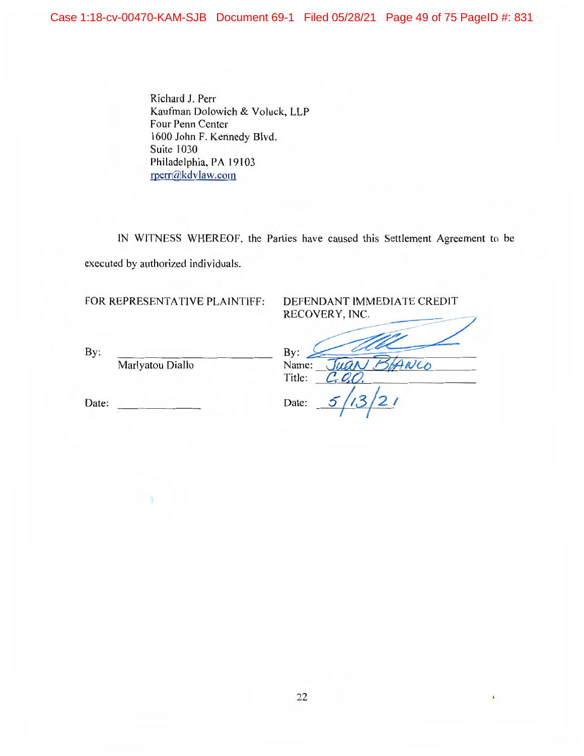Richard J. Perr
Kaufman Dolowich & Voluck, LLP
Four Penn Center
1600 John F. Kennedy Blvd.
Suite 1030
Philadelphia, PA 19103
rperr@kdvlaw.com

IN WITNESS WHEREOF, the Parties have caused this Settlement Agreement to be executed by authorized individuals.

| FOR REPRESENTATIVE PLAINTIFF: | DEFENDANT IMMEDIATE CREDIT RECOVERY, INC. |
| --- | --- |
| By: ______________________ | By: [signature] |
| Marlyatou Diallo | Name: Juan Blanco |
| | Title: C.O.O. |
| Date: __________ | Date: 5/13/21 |